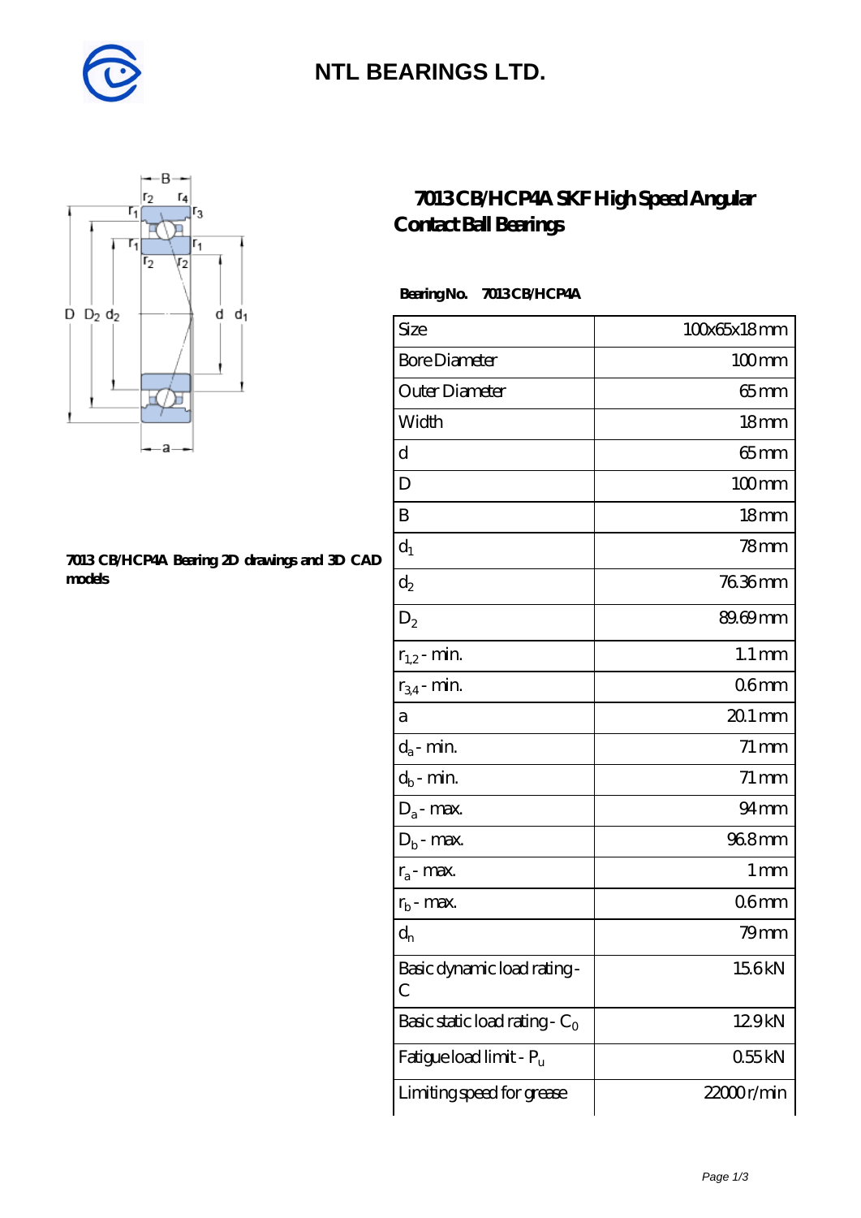**NTL BEARINGS LTD.**

# 7013 CB/HCP4A SKF High Speed Angular Contact Ball Bearings

**7013 CB/HCP4A Bearing 2D drawings and 3D CAD models**

**Bearing No. 7013 CB/HCP4A**

| Size | 100x65x18 mm |
|---|---|
| Bore Diameter | 100 mm |
| Outer Diameter | 65 mm |
| Width | 18 mm |
| d | 65 mm |
| D | 100 mm |
| B | 18 mm |
| $d_1$ | 78 mm |
| $d_2$ | 76.36 mm |
| $D_2$ | 89.69 mm |
| $r_{1,2}$ - min. | 1.1 mm |
| $r_{3,4}$ - min. | 0.6 mm |
| a | 20.1 mm |
| $d_a$ - min. | 71 mm |
| $d_b$ - min. | 71 mm |
| $D_a$ - max. | 94 mm |
| $D_b$ - max. | 96.8 mm |
| $r_a$ - max. | 1 mm |
| $r_b$ - max. | 0.6 mm |
| $d_n$ | 79 mm |
| Basic dynamic load rating - C | 15.6 kN |
| Basic static load rating - $C_0$ | 12.9 kN |
| Fatigue load limit - $P_u$ | 0.55 kN |
| Limiting speed for grease | 22000 r/min |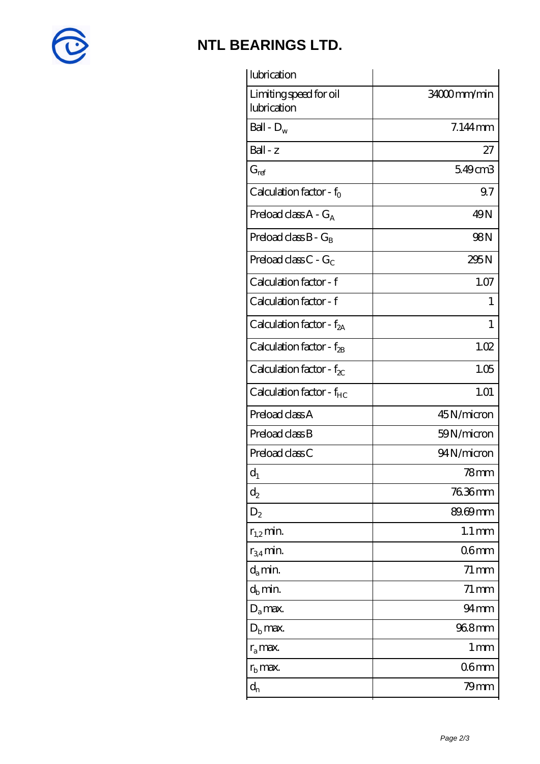# NTL BEARINGS LTD.

| lubrication | |
|---|---|
| Limiting speed for oil lubrication | 34000 mm/min |
| Ball - $D_w$ | 7.144 mm |
| Ball - z | 27 |
| $G_{ref}$ | 5.49 cm3 |
| Calculation factor - $f_0$ | 9.7 |
| Preload class A - $G_A$ | 49 N |
| Preload class B - $G_B$ | 98 N |
| Preload class C - $G_C$ | 295 N |
| Calculation factor - f | 1.07 |
| Calculation factor - f | 1 |
| Calculation factor - $f_{2A}$ | 1 |
| Calculation factor - $f_{2B}$ | 1.02 |
| Calculation factor - $f_{2C}$ | 1.05 |
| Calculation factor - $f_{HC}$ | 1.01 |
| Preload class A | 45 N/micron |
| Preload class B | 59 N/micron |
| Preload class C | 94 N/micron |
| $d_1$ | 78 mm |
| $d_2$ | 76.36 mm |
| $D_2$ | 89.69 mm |
| $r_{1,2}$ min. | 1.1 mm |
| $r_{3,4}$ min. | 0.6 mm |
| $d_a$ min. | 71 mm |
| $d_b$ min. | 71 mm |
| $D_a$ max. | 94 mm |
| $D_b$ max. | 96.8 mm |
| $r_a$ max. | 1 mm |
| $r_b$ max. | 0.6 mm |
| $d_n$ | 79 mm |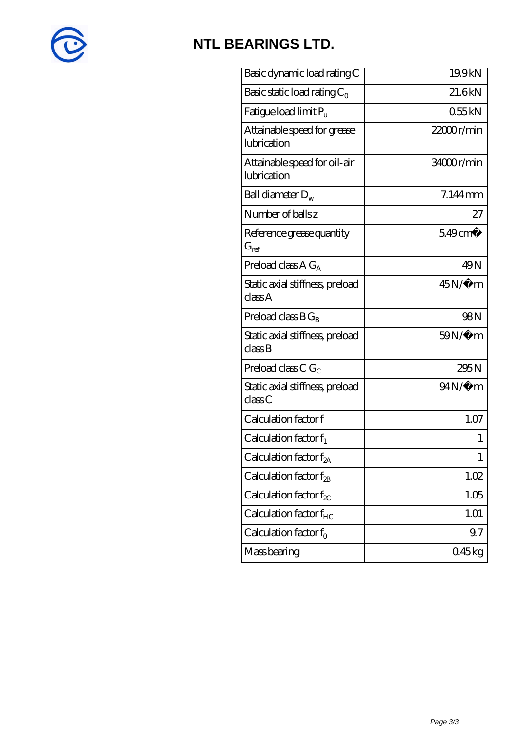# NTL BEARINGS LTD.

| | |
|---|---|
| Basic dynamic load rating C | 19.9 kN |
| Basic static load rating $C_0$ | 21.6 kN |
| Fatigue load limit $P_u$ | 0.55 kN |
| Attainable speed for grease lubrication | 22000 r/min |
| Attainable speed for oil-air lubrication | 34000 r/min |
| Ball diameter $D_w$ | 7.144 mm |
| Number of balls z | 27 |
| Reference grease quantity $G_{ref}$ | 5.49 cm� |
| Preload class A $G_A$ | 49 N |
| Static axial stiffness, preload class A | 45 N/�m |
| Preload class B $G_B$ | 98 N |
| Static axial stiffness, preload class B | 59 N/�m |
| Preload class C $G_C$ | 295 N |
| Static axial stiffness, preload class C | 94 N/�m |
| Calculation factor f | 1.07 |
| Calculation factor $f_1$ | 1 |
| Calculation factor $f_{2A}$ | 1 |
| Calculation factor $f_{2B}$ | 1.02 |
| Calculation factor $f_{2C}$ | 1.05 |
| Calculation factor $f_{HC}$ | 1.01 |
| Calculation factor $f_0$ | 9.7 |
| Mass bearing | 0.45 kg |